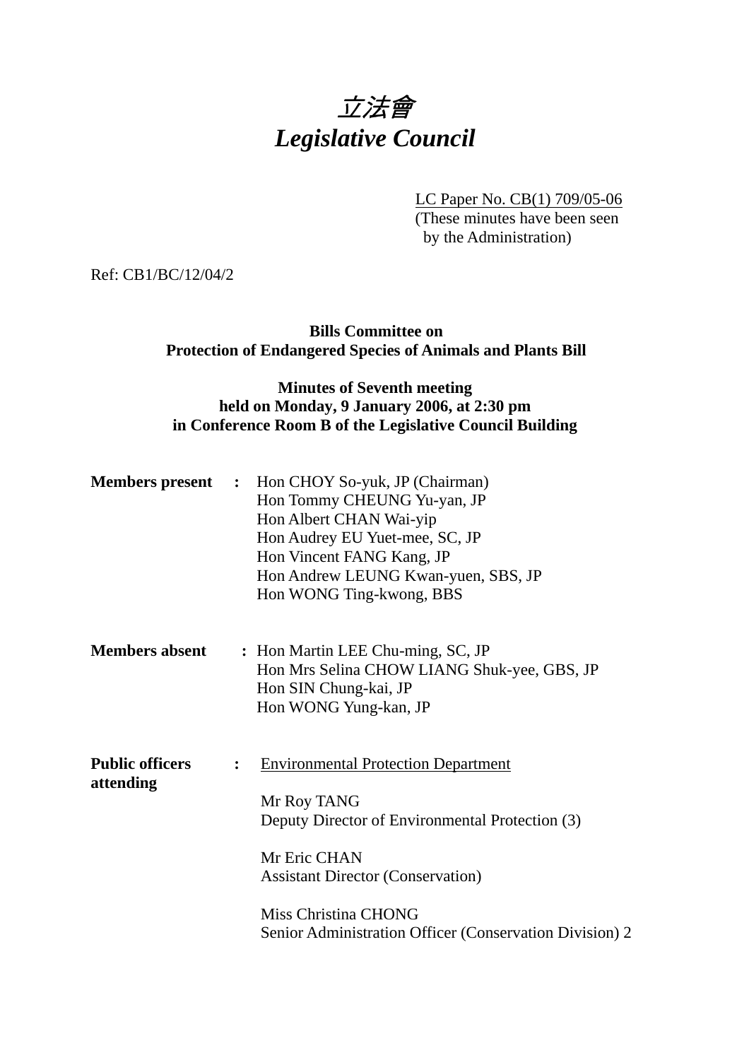# *立法會*
# *Legislative Council*

LC Paper No. CB(1) 709/05-06
(These minutes have been seen by the Administration)

Ref: CB1/BC/12/04/2

**Bills Committee on**
**Protection of Endangered Species of Animals and Plants Bill**

**Minutes of Seventh meeting**
**held on Monday, 9 January 2006, at 2:30 pm**
**in Conference Room B of the Legislative Council Building**

**Members present :** Hon CHOY So-yuk, JP (Chairman)
Hon Tommy CHEUNG Yu-yan, JP
Hon Albert CHAN Wai-yip
Hon Audrey EU Yuet-mee, SC, JP
Hon Vincent FANG Kang, JP
Hon Andrew LEUNG Kwan-yuen, SBS, JP
Hon WONG Ting-kwong, BBS

**Members absent :** Hon Martin LEE Chu-ming, SC, JP
Hon Mrs Selina CHOW LIANG Shuk-yee, GBS, JP
Hon SIN Chung-kai, JP
Hon WONG Yung-kan, JP

**Public officers attending :** Environmental Protection Department

Mr Roy TANG
Deputy Director of Environmental Protection (3)

Mr Eric CHAN
Assistant Director (Conservation)

Miss Christina CHONG
Senior Administration Officer (Conservation Division) 2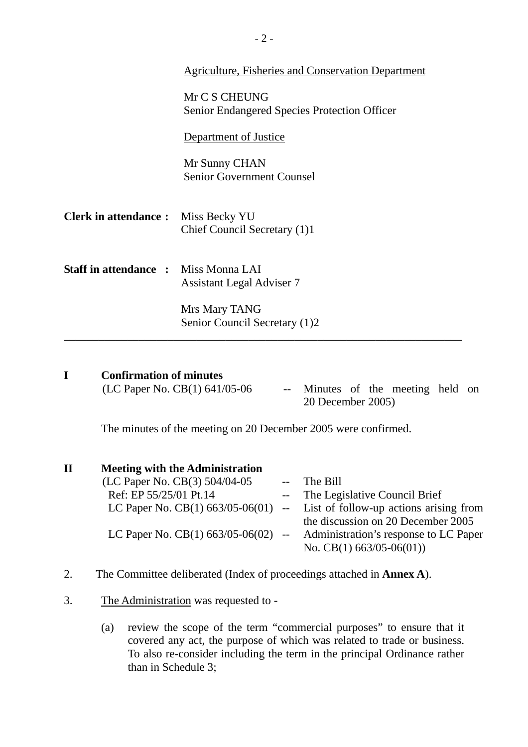Agriculture, Fisheries and Conservation Department

Mr C S CHEUNG
Senior Endangered Species Protection Officer

Department of Justice

Mr Sunny CHAN
Senior Government Counsel

**Clerk in attendance :** Miss Becky YU
Chief Council Secretary (1)1

**Staff in attendance :** Miss Monna LAI
Assistant Legal Adviser 7

Mrs Mary TANG
Senior Council Secretary (1)2

---

**I Confirmation of minutes**

(LC Paper No. CB(1) 641/05-06 -- Minutes of the meeting held on 20 December 2005)

The minutes of the meeting on 20 December 2005 were confirmed.

**II Meeting with the Administration**

(LC Paper No. CB(3) 504/04-05 -- The Bill
Ref: EP 55/25/01 Pt.14 -- The Legislative Council Brief
LC Paper No. CB(1) 663/05-06(01) -- List of follow-up actions arising from the discussion on 20 December 2005
LC Paper No. CB(1) 663/05-06(02) -- Administration's response to LC Paper No. CB(1) 663/05-06(01))

2. The Committee deliberated (Index of proceedings attached in **Annex A**).

3. The Administration was requested to -

(a) review the scope of the term "commercial purposes" to ensure that it covered any act, the purpose of which was related to trade or business. To also re-consider including the term in the principal Ordinance rather than in Schedule 3;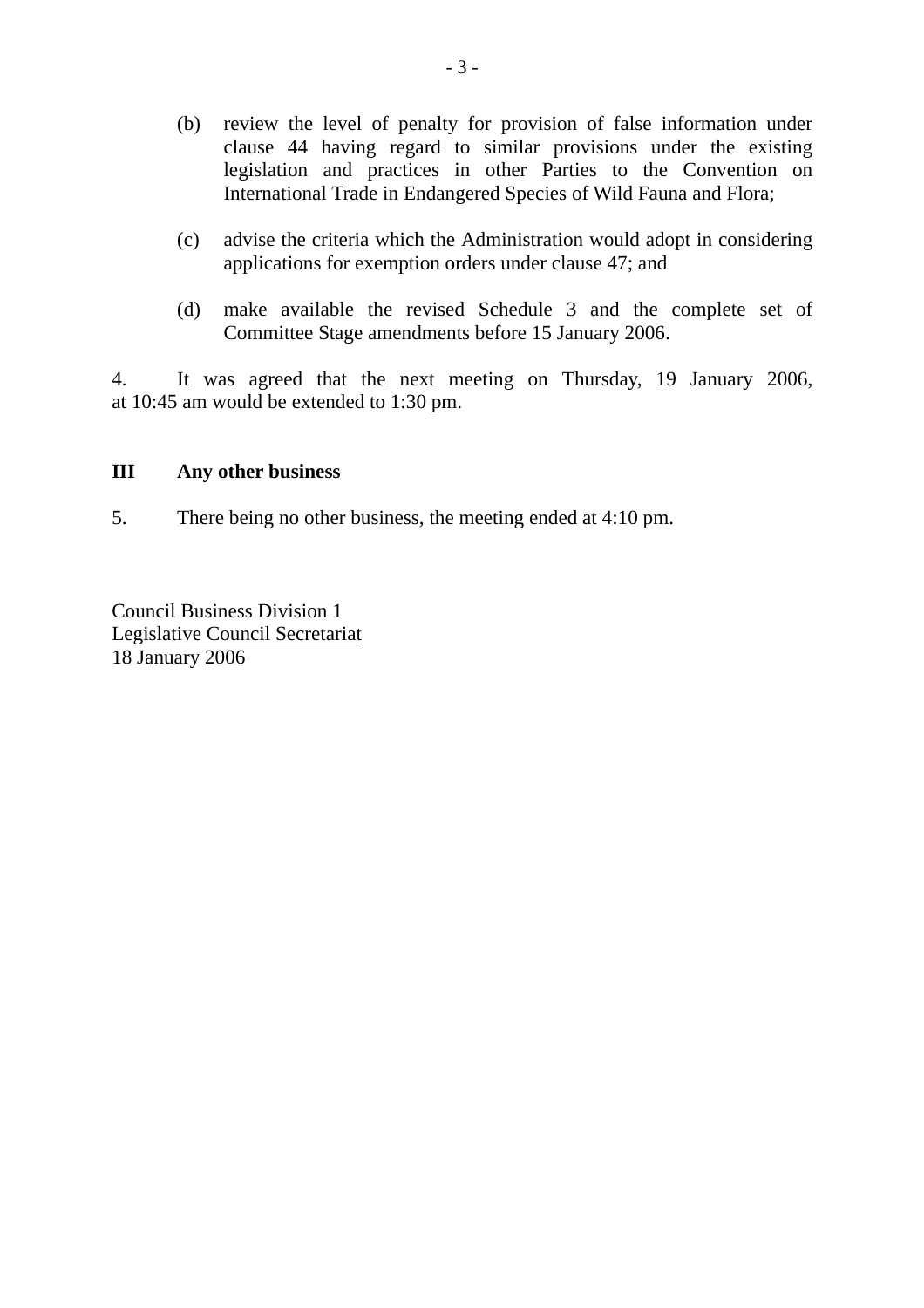(b) review the level of penalty for provision of false information under clause 44 having regard to similar provisions under the existing legislation and practices in other Parties to the Convention on International Trade in Endangered Species of Wild Fauna and Flora;

(c) advise the criteria which the Administration would adopt in considering applications for exemption orders under clause 47; and

(d) make available the revised Schedule 3 and the complete set of Committee Stage amendments before 15 January 2006.

4. It was agreed that the next meeting on Thursday, 19 January 2006, at 10:45 am would be extended to 1:30 pm.

**III Any other business**

5. There being no other business, the meeting ended at 4:10 pm.

Council Business Division 1
Legislative Council Secretariat
18 January 2006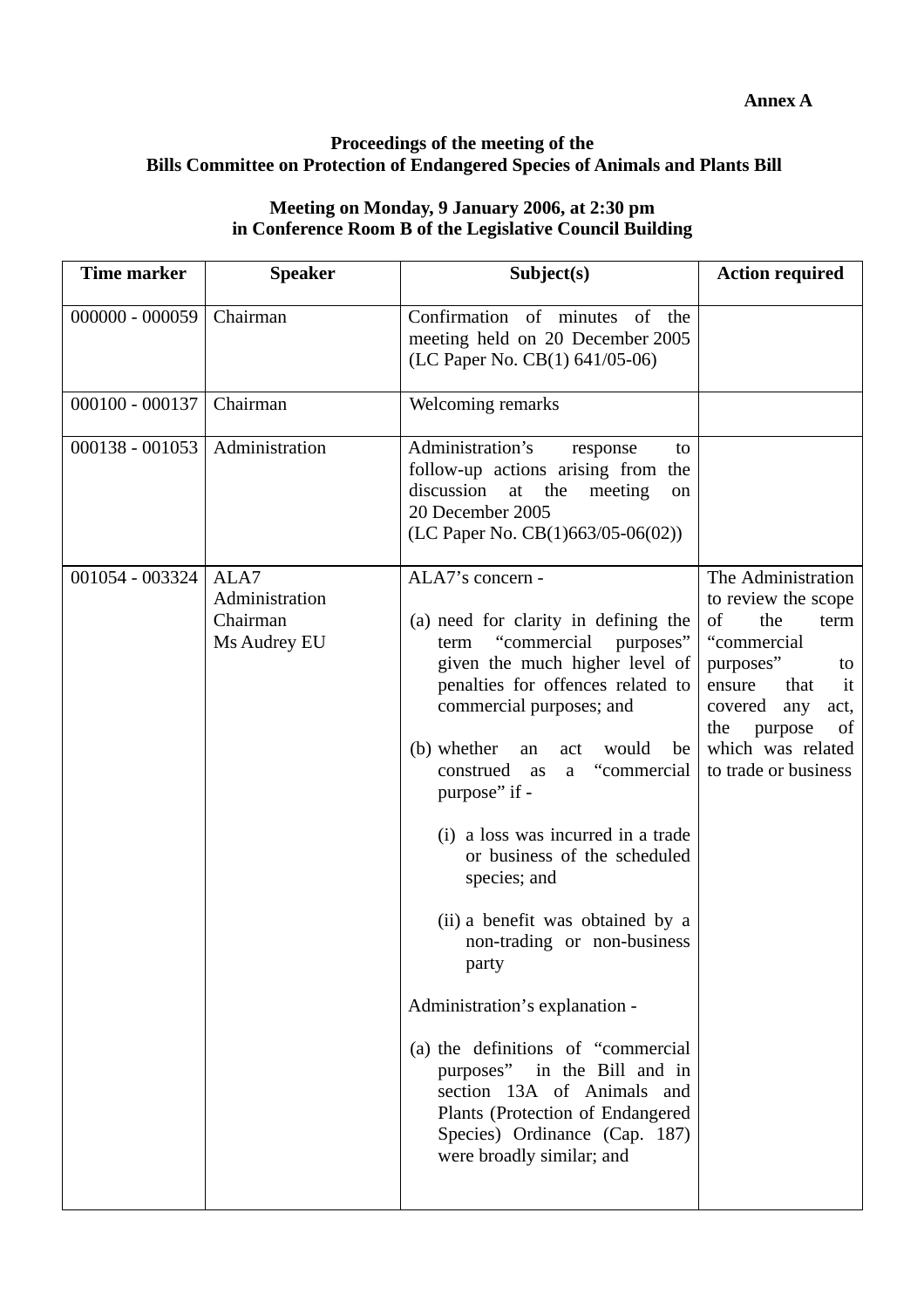**Annex A**

**Proceedings of the meeting of the**
**Bills Committee on Protection of Endangered Species of Animals and Plants Bill**

**Meeting on Monday, 9 January 2006, at 2:30 pm**
**in Conference Room B of the Legislative Council Building**

| Time marker | Speaker | Subject(s) | Action required |
|---|---|---|---|
| 000000 - 000059 | Chairman | Confirmation of minutes of the meeting held on 20 December 2005 (LC Paper No. CB(1) 641/05-06) | |
| 000100 - 000137 | Chairman | Welcoming remarks | |
| 000138 - 001053 | Administration | Administration's response to follow-up actions arising from the discussion at the meeting on 20 December 2005 (LC Paper No. CB(1)663/05-06(02)) | |
| 001054 - 003324 | ALA7<br>Administration<br>Chairman<br>Ms Audrey EU | ALA7's concern -<br><br>(a) need for clarity in defining the term "commercial purposes" given the much higher level of penalties for offences related to commercial purposes; and<br><br>(b) whether an act would be construed as a "commercial purpose" if -<br><br>(i) a loss was incurred in a trade or business of the scheduled species; and<br><br>(ii) a benefit was obtained by a non-trading or non-business party<br><br>Administration's explanation -<br><br>(a) the definitions of "commercial purposes" in the Bill and in section 13A of Animals and Plants (Protection of Endangered Species) Ordinance (Cap. 187) were broadly similar; and | The Administration to review the scope of the term "commercial purposes" to ensure that it covered any act, the purpose of which was related to trade or business |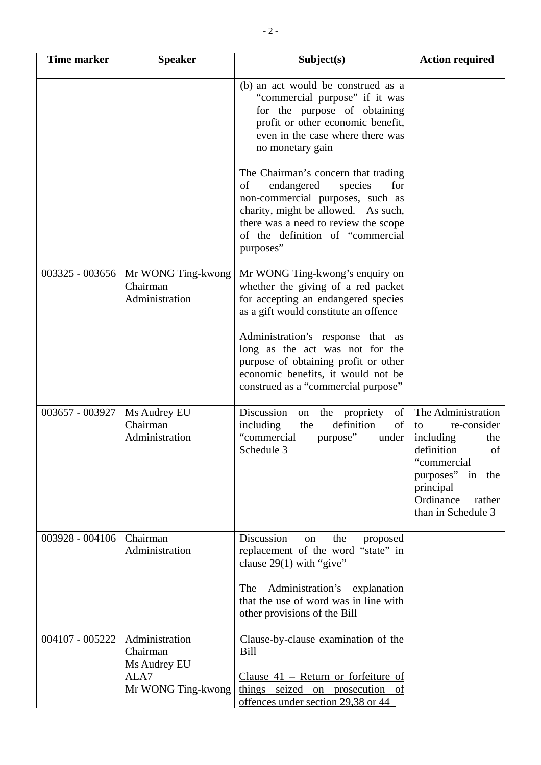| Time marker | Speaker | Subject(s) | Action required |
|---|---|---|---|
| | | (b) an act would be construed as a "commercial purpose" if it was for the purpose of obtaining profit or other economic benefit, even in the case where there was no monetary gain<br><br>The Chairman's concern that trading of endangered species for non-commercial purposes, such as charity, might be allowed. As such, there was a need to review the scope of the definition of "commercial purposes" | |
| 003325 - 003656 | Mr WONG Ting-kwong<br>Chairman<br>Administration | Mr WONG Ting-kwong's enquiry on whether the giving of a red packet for accepting an endangered species as a gift would constitute an offence<br><br>Administration's response that as long as the act was not for the purpose of obtaining profit or other economic benefits, it would not be construed as a "commercial purpose" | |
| 003657 - 003927 | Ms Audrey EU<br>Chairman<br>Administration | Discussion on the propriety of including the definition of "commercial purpose" under Schedule 3 | The Administration to re-consider including the definition of "commercial purposes" in the principal Ordinance rather than in Schedule 3 |
| 003928 - 004106 | Chairman<br>Administration | Discussion on the proposed replacement of the word "state" in clause 29(1) with "give"<br><br>The Administration's explanation that the use of word was in line with other provisions of the Bill | |
| 004107 - 005222 | Administration<br>Chairman<br>Ms Audrey EU<br>ALA7<br>Mr WONG Ting-kwong | Clause-by-clause examination of the Bill<br><br><u>Clause 41 – Return or forfeiture of things seized on prosecution of offences under section 29,38 or 44</u> | |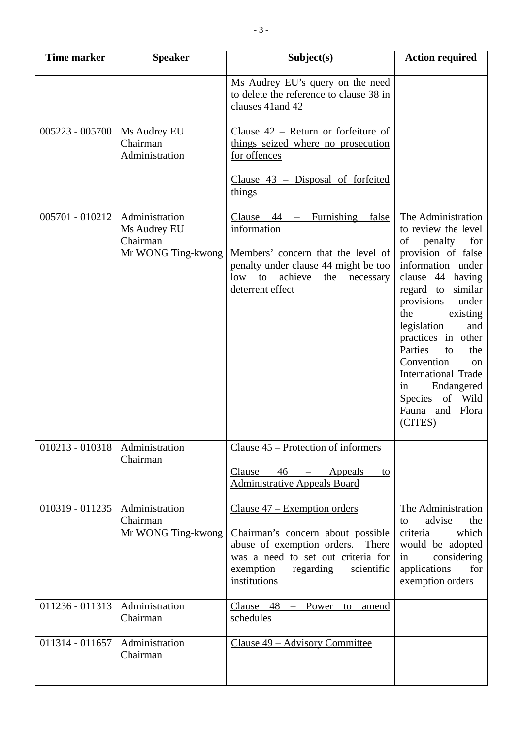| Time marker | Speaker | Subject(s) | Action required |
|---|---|---|---|
| | | Ms Audrey EU's query on the need to delete the reference to clause 38 in clauses 41and 42 | |
| 005223 - 005700 | Ms Audrey EU<br>Chairman<br>Administration | <u>Clause 42 – Return or forfeiture of things seized where no prosecution for offences</u><br><br><u>Clause 43 – Disposal of forfeited things</u> | |
| 005701 - 010212 | Administration<br>Ms Audrey EU<br>Chairman<br>Mr WONG Ting-kwong | <u>Clause 44 – Furnishing false information</u><br><br>Members' concern that the level of penalty under clause 44 might be too low to achieve the necessary deterrent effect | The Administration to review the level of penalty for provision of false information under clause 44 having regard to similar provisions under the existing legislation and practices in other Parties to the Convention on International Trade in Endangered Species of Wild Fauna and Flora (CITES) |
| 010213 - 010318 | Administration<br>Chairman | <u>Clause 45 – Protection of informers</u><br><br><u>Clause 46 – Appeals to Administrative Appeals Board</u> | |
| 010319 - 011235 | Administration<br>Chairman<br>Mr WONG Ting-kwong | <u>Clause 47 – Exemption orders</u><br><br>Chairman's concern about possible abuse of exemption orders. There was a need to set out criteria for exemption regarding scientific institutions | The Administration to advise the criteria which would be adopted in considering applications for exemption orders |
| 011236 - 011313 | Administration<br>Chairman | <u>Clause 48 – Power to amend schedules</u> | |
| 011314 - 011657 | Administration<br>Chairman | <u>Clause 49 – Advisory Committee</u> | |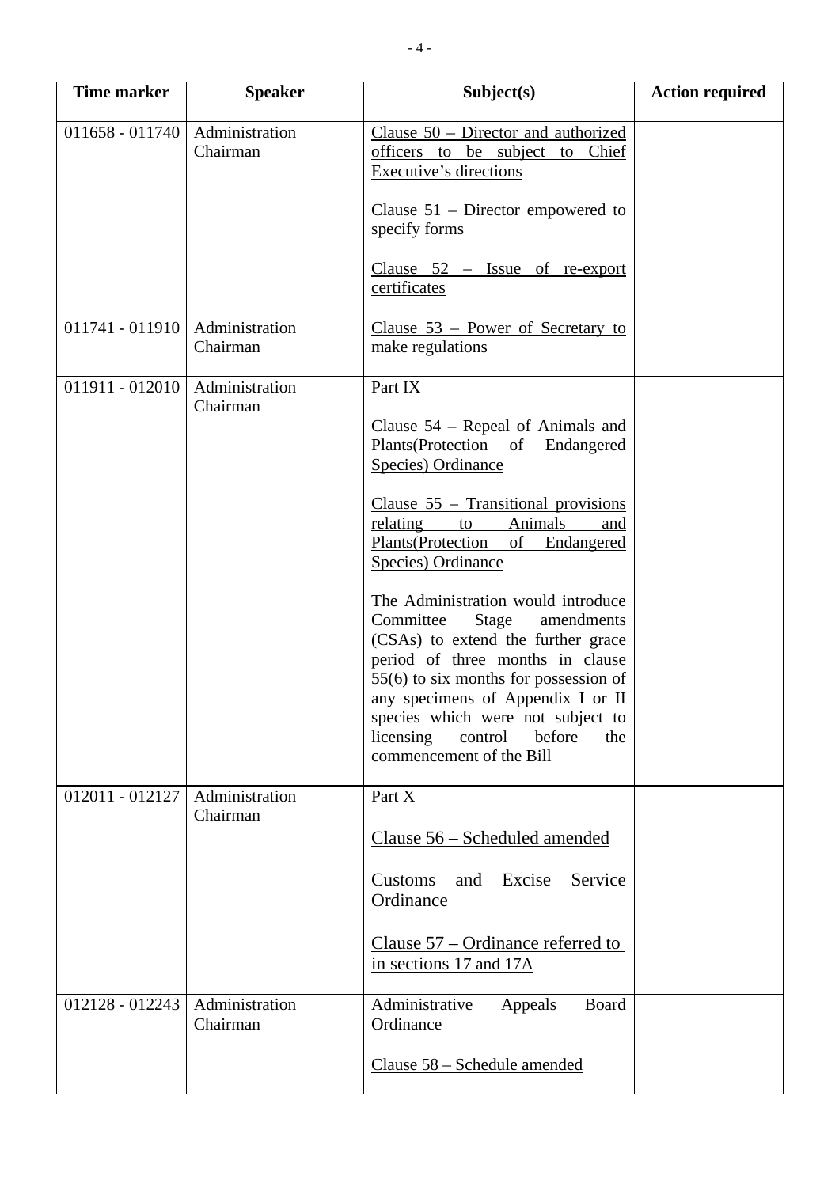| Time marker | Speaker | Subject(s) | Action required |
|---|---|---|---|
| 011658 - 011740 | Administration<br>Chairman | Clause 50 – Director and authorized officers to be subject to Chief Executive's directions<br><br>Clause 51 – Director empowered to specify forms<br><br>Clause 52 – Issue of re-export certificates | |
| 011741 - 011910 | Administration<br>Chairman | Clause 53 – Power of Secretary to make regulations | |
| 011911 - 012010 | Administration<br>Chairman | Part IX<br><br>Clause 54 – Repeal of Animals and Plants(Protection of Endangered Species) Ordinance<br><br>Clause 55 – Transitional provisions relating to Animals and Plants(Protection of Endangered Species) Ordinance<br><br>The Administration would introduce Committee Stage amendments (CSAs) to extend the further grace period of three months in clause 55(6) to six months for possession of any specimens of Appendix I or II species which were not subject to licensing control before the commencement of the Bill | |
| 012011 - 012127 | Administration<br>Chairman | Part X<br><br>Clause 56 – Scheduled amended<br><br>Customs and Excise Service Ordinance<br><br>Clause 57 – Ordinance referred to in sections 17 and 17A | |
| 012128 - 012243 | Administration<br>Chairman | Administrative Appeals Board Ordinance<br><br>Clause 58 – Schedule amended | |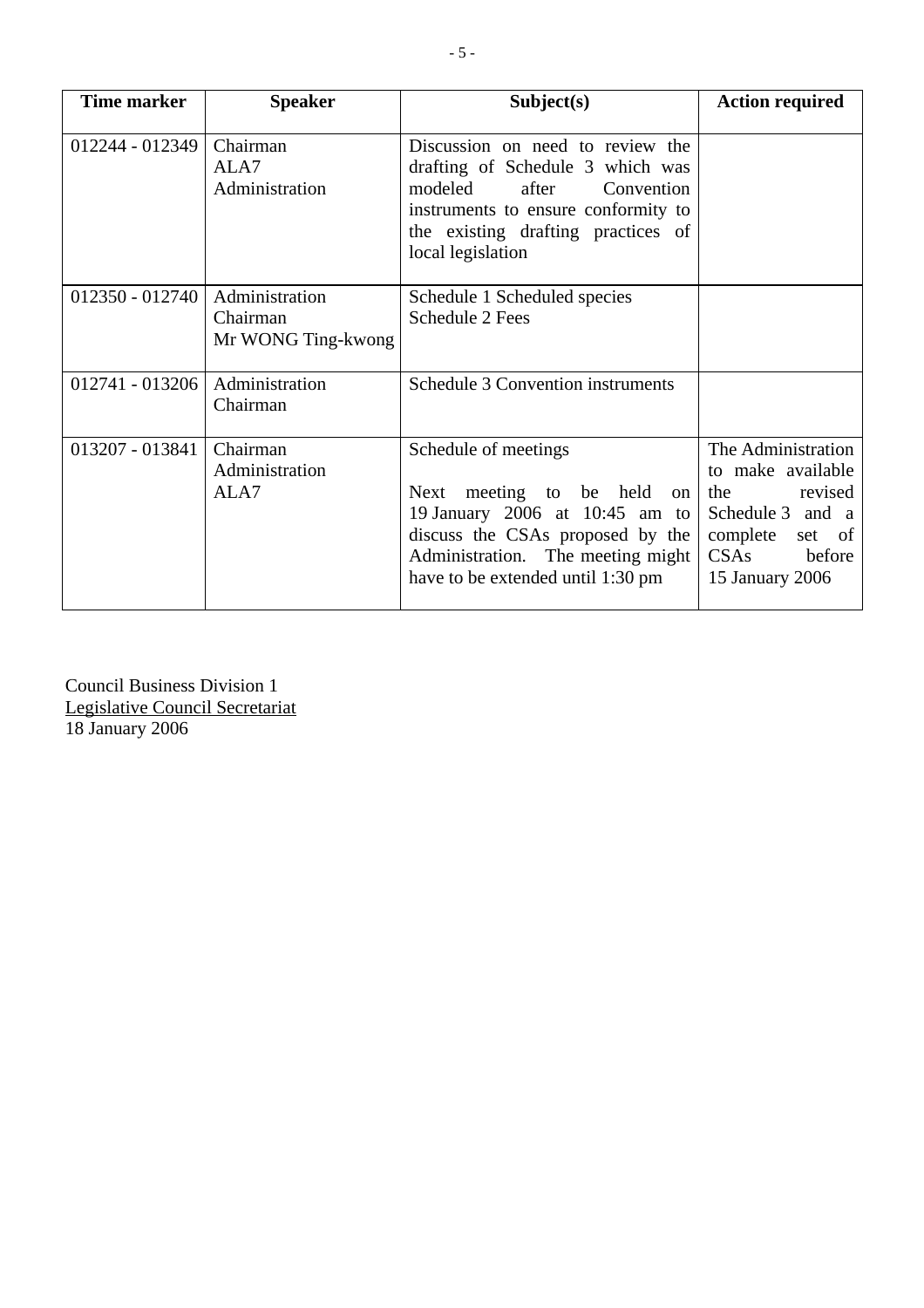| Time marker | Speaker | Subject(s) | Action required |
|---|---|---|---|
| 012244 - 012349 | Chairman<br>ALA7<br>Administration | Discussion on need to review the drafting of Schedule 3 which was modeled after Convention instruments to ensure conformity to the existing drafting practices of local legislation | |
| 012350 - 012740 | Administration<br>Chairman<br>Mr WONG Ting-kwong | Schedule 1 Scheduled species<br>Schedule 2 Fees | |
| 012741 - 013206 | Administration<br>Chairman | Schedule 3 Convention instruments | |
| 013207 - 013841 | Chairman<br>Administration<br>ALA7 | Schedule of meetings<br><br>Next meeting to be held on 19 January 2006 at 10:45 am to discuss the CSAs proposed by the Administration. The meeting might have to be extended until 1:30 pm | The Administration to make available the revised Schedule 3 and a complete set of CSAs before 15 January 2006 |

Council Business Division 1
Legislative Council Secretariat
18 January 2006